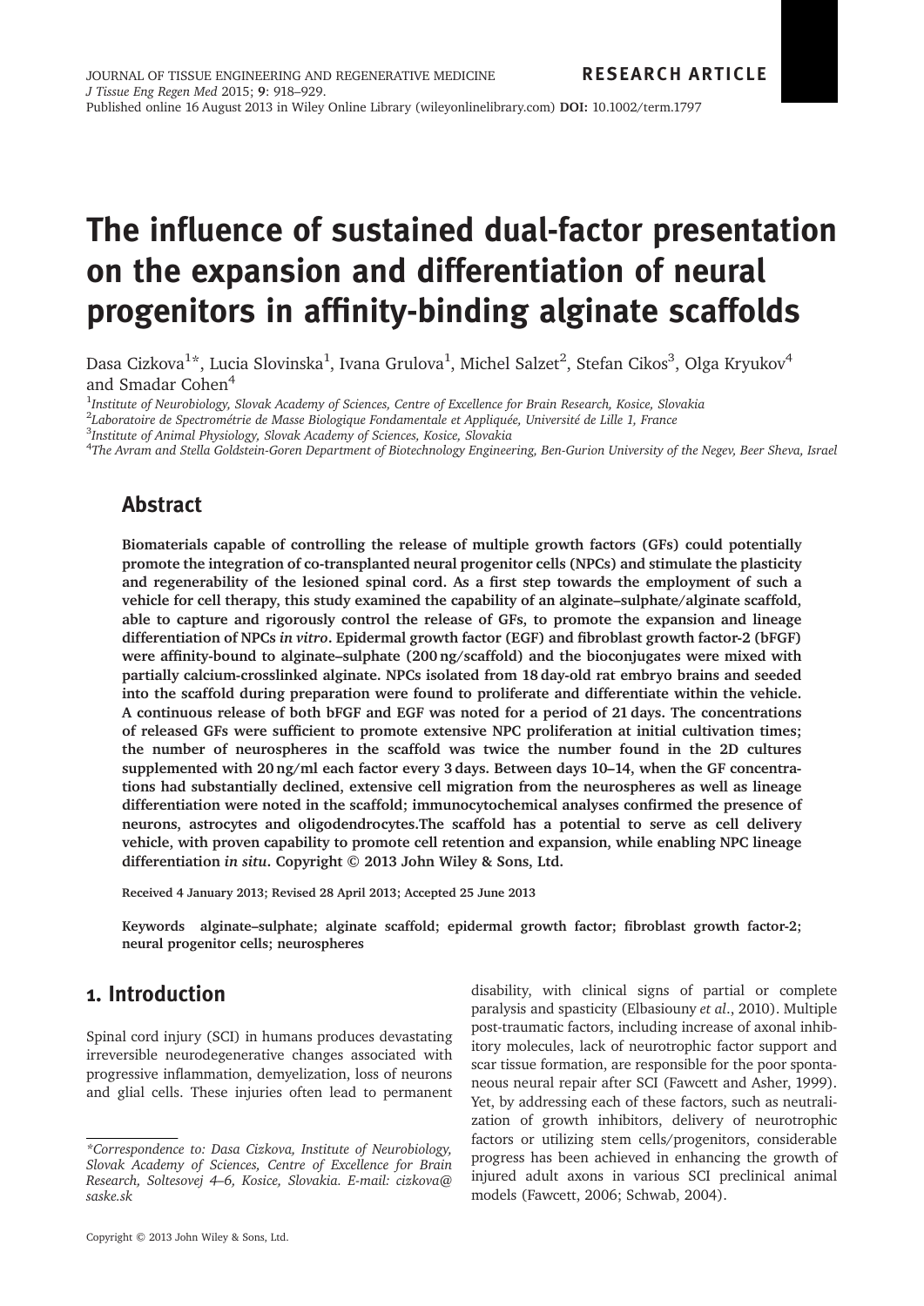RESEARCH ARTICLE

# The influence of sustained dual-factor presentation on the expansion and differentiation of neural progenitors in affinity-binding alginate scaffolds

Dasa Cizkova[1]*, Lucia Slovinska[1], Ivana Grulova[1], Michel Salzet[2], Stefan Cikos[3], Olga Kryukov[4] and Smadar Cohen[4]

[1] *Institute of Neurobiology, Slovak Academy of Sciences, Centre of Excellence for Brain Research, Kosice, Slovakia*
[2] *Laboratoire de Spectrométrie de Masse Biologique Fondamentale et Appliquée, Université de Lille 1, France*
[3] *Institute of Animal Physiology, Slovak Academy of Sciences, Kosice, Slovakia*
[4] *The Avram and Stella Goldstein-Goren Department of Biotechnology Engineering, Ben-Gurion University of the Negev, Beer Sheva, Israel*

## Abstract

**Biomaterials capable of controlling the release of multiple growth factors (GFs) could potentially promote the integration of co-transplanted neural progenitor cells (NPCs) and stimulate the plasticity and regenerability of the lesioned spinal cord. As a first step towards the employment of such a vehicle for cell therapy, this study examined the capability of an alginate–sulphate/alginate scaffold, able to capture and rigorously control the release of GFs, to promote the expansion and lineage differentiation of NPCs *in vitro*. Epidermal growth factor (EGF) and fibroblast growth factor-2 (bFGF) were affinity-bound to alginate–sulphate (200 ng/scaffold) and the bioconjugates were mixed with partially calcium-crosslinked alginate. NPCs isolated from 18 day-old rat embryo brains and seeded into the scaffold during preparation were found to proliferate and differentiate within the vehicle. A continuous release of both bFGF and EGF was noted for a period of 21 days. The concentrations of released GFs were sufficient to promote extensive NPC proliferation at initial cultivation times; the number of neurospheres in the scaffold was twice the number found in the 2D cultures supplemented with 20 ng/ml each factor every 3 days. Between days 10–14, when the GF concentrations had substantially declined, extensive cell migration from the neurospheres as well as lineage differentiation were noted in the scaffold; immunocytochemical analyses confirmed the presence of neurons, astrocytes and oligodendrocytes.The scaffold has a potential to serve as cell delivery vehicle, with proven capability to promote cell retention and expansion, while enabling NPC lineage differentiation *in situ*. Copyright © 2013 John Wiley & Sons, Ltd.**

**Received 4 January 2013; Revised 28 April 2013; Accepted 25 June 2013**

**Keywords** alginate–sulphate; alginate scaffold; epidermal growth factor; fibroblast growth factor-2; neural progenitor cells; neurospheres

## 1. Introduction

Spinal cord injury (SCI) in humans produces devastating irreversible neurodegenerative changes associated with progressive inflammation, demyelization, loss of neurons and glial cells. These injuries often lead to permanent disability, with clinical signs of partial or complete paralysis and spasticity (Elbasiouny *et al.*, 2010). Multiple post-traumatic factors, including increase of axonal inhibitory molecules, lack of neurotrophic factor support and scar tissue formation, are responsible for the poor spontaneous neural repair after SCI (Fawcett and Asher, 1999). Yet, by addressing each of these factors, such as neutralization of growth inhibitors, delivery of neurotrophic factors or utilizing stem cells/progenitors, considerable progress has been achieved in enhancing the growth of injured adult axons in various SCI preclinical animal models (Fawcett, 2006; Schwab, 2004).

*Correspondence to: Dasa Cizkova, Institute of Neurobiology, Slovak Academy of Sciences, Centre of Excellence for Brain Research, Soltesovej 4–6, Kosice, Slovakia. E-mail: cizkova@saske.sk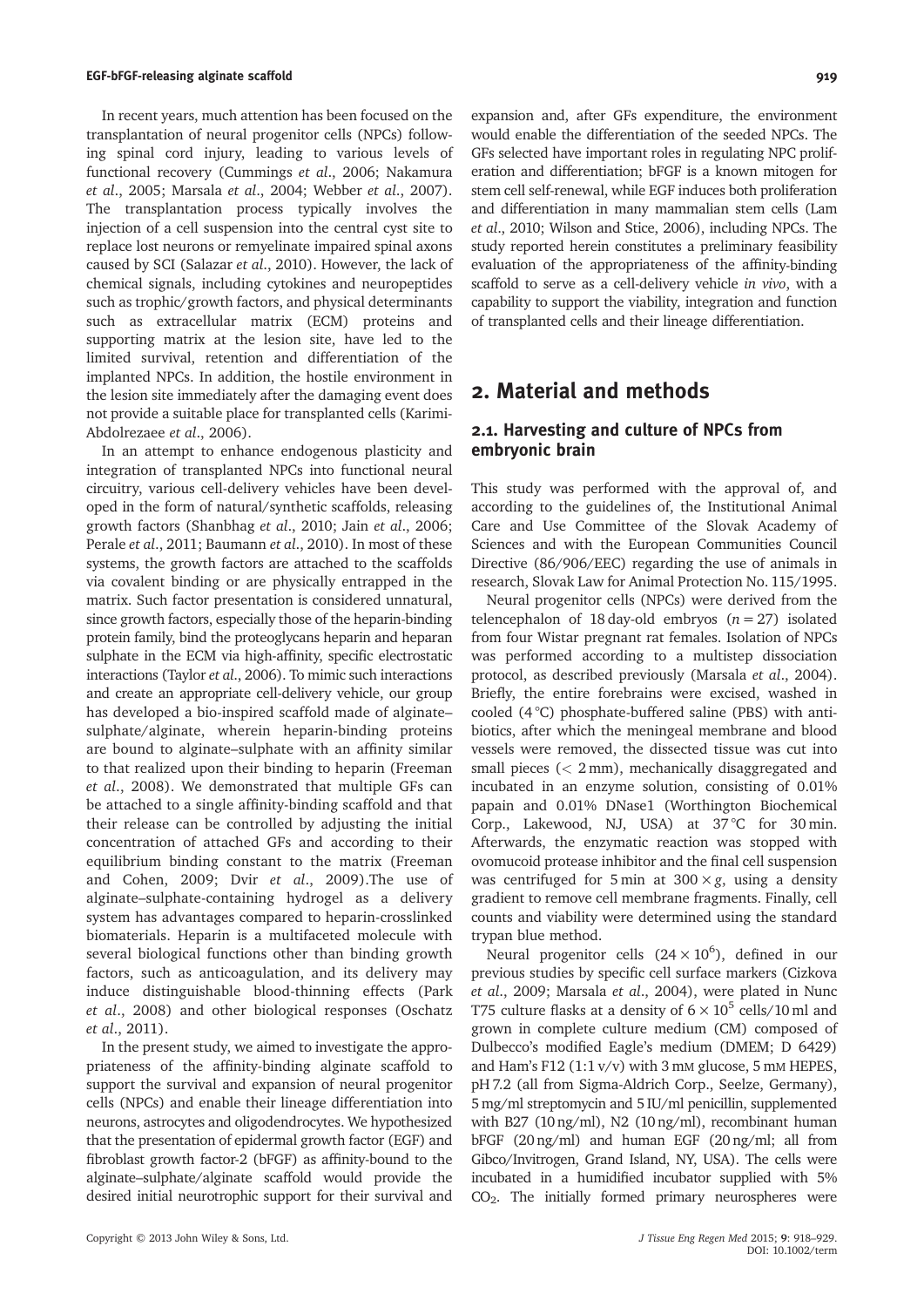In recent years, much attention has been focused on the transplantation of neural progenitor cells (NPCs) following spinal cord injury, leading to various levels of functional recovery (Cummings *et al*., 2006; Nakamura *et al*., 2005; Marsala *et al*., 2004; Webber *et al*., 2007). The transplantation process typically involves the injection of a cell suspension into the central cyst site to replace lost neurons or remyelinate impaired spinal axons caused by SCI (Salazar *et al*., 2010). However, the lack of chemical signals, including cytokines and neuropeptides such as trophic/growth factors, and physical determinants such as extracellular matrix (ECM) proteins and supporting matrix at the lesion site, have led to the limited survival, retention and differentiation of the implanted NPCs. In addition, the hostile environment in the lesion site immediately after the damaging event does not provide a suitable place for transplanted cells (Karimi-Abdolrezaee *et al*., 2006).

In an attempt to enhance endogenous plasticity and integration of transplanted NPCs into functional neural circuitry, various cell-delivery vehicles have been developed in the form of natural/synthetic scaffolds, releasing growth factors (Shanbhag *et al*., 2010; Jain *et al*., 2006; Perale *et al*., 2011; Baumann *et al*., 2010). In most of these systems, the growth factors are attached to the scaffolds via covalent binding or are physically entrapped in the matrix. Such factor presentation is considered unnatural, since growth factors, especially those of the heparin-binding protein family, bind the proteoglycans heparin and heparan sulphate in the ECM via high-affinity, specific electrostatic interactions (Taylor *et al*., 2006). To mimic such interactions and create an appropriate cell-delivery vehicle, our group has developed a bio-inspired scaffold made of alginate–sulphate/alginate, wherein heparin-binding proteins are bound to alginate–sulphate with an affinity similar to that realized upon their binding to heparin (Freeman *et al*., 2008). We demonstrated that multiple GFs can be attached to a single affinity-binding scaffold and that their release can be controlled by adjusting the initial concentration of attached GFs and according to their equilibrium binding constant to the matrix (Freeman and Cohen, 2009; Dvir *et al*., 2009).The use of alginate–sulphate-containing hydrogel as a delivery system has advantages compared to heparin-crosslinked biomaterials. Heparin is a multifaceted molecule with several biological functions other than binding growth factors, such as anticoagulation, and its delivery may induce distinguishable blood-thinning effects (Park *et al*., 2008) and other biological responses (Oschatz *et al*., 2011).

In the present study, we aimed to investigate the appropriateness of the affinity-binding alginate scaffold to support the survival and expansion of neural progenitor cells (NPCs) and enable their lineage differentiation into neurons, astrocytes and oligodendrocytes. We hypothesized that the presentation of epidermal growth factor (EGF) and fibroblast growth factor-2 (bFGF) as affinity-bound to the alginate–sulphate/alginate scaffold would provide the desired initial neurotrophic support for their survival and expansion and, after GFs expenditure, the environment would enable the differentiation of the seeded NPCs. The GFs selected have important roles in regulating NPC proliferation and differentiation; bFGF is a known mitogen for stem cell self-renewal, while EGF induces both proliferation and differentiation in many mammalian stem cells (Lam *et al*., 2010; Wilson and Stice, 2006), including NPCs. The study reported herein constitutes a preliminary feasibility evaluation of the appropriateness of the affinity-binding scaffold to serve as a cell-delivery vehicle *in vivo*, with a capability to support the viability, integration and function of transplanted cells and their lineage differentiation.

## 2. Material and methods

### 2.1. Harvesting and culture of NPCs from embryonic brain

This study was performed with the approval of, and according to the guidelines of, the Institutional Animal Care and Use Committee of the Slovak Academy of Sciences and with the European Communities Council Directive (86/906/EEC) regarding the use of animals in research, Slovak Law for Animal Protection No. 115/1995.

Neural progenitor cells (NPCs) were derived from the telencephalon of 18 day-old embryos ($n = 27$) isolated from four Wistar pregnant rat females. Isolation of NPCs was performed according to a multistep dissociation protocol, as described previously (Marsala *et al*., 2004). Briefly, the entire forebrains were excised, washed in cooled (4 °C) phosphate-buffered saline (PBS) with antibiotics, after which the meningeal membrane and blood vessels were removed, the dissected tissue was cut into small pieces (< 2 mm), mechanically disaggregated and incubated in an enzyme solution, consisting of 0.01% papain and 0.01% DNase1 (Worthington Biochemical Corp., Lakewood, NJ, USA) at 37 °C for 30 min. Afterwards, the enzymatic reaction was stopped with ovomucoid protease inhibitor and the final cell suspension was centrifuged for 5 min at $300 \times g$, using a density gradient to remove cell membrane fragments. Finally, cell counts and viability were determined using the standard trypan blue method.

Neural progenitor cells ($24 \times 10^6$), defined in our previous studies by specific cell surface markers (Cizkova *et al*., 2009; Marsala *et al*., 2004), were plated in Nunc T75 culture flasks at a density of $6 \times 10^5$ cells/10 ml and grown in complete culture medium (CM) composed of Dulbecco's modified Eagle's medium (DMEM; D 6429) and Ham's F12 (1:1 v/v) with 3 mM glucose, 5 mM HEPES, pH 7.2 (all from Sigma-Aldrich Corp., Seelze, Germany), 5 mg/ml streptomycin and 5 IU/ml penicillin, supplemented with B27 (10 ng/ml), N2 (10 ng/ml), recombinant human bFGF (20 ng/ml) and human EGF (20 ng/ml; all from Gibco/Invitrogen, Grand Island, NY, USA). The cells were incubated in a humidified incubator supplied with 5% $CO_2$. The initially formed primary neurospheres were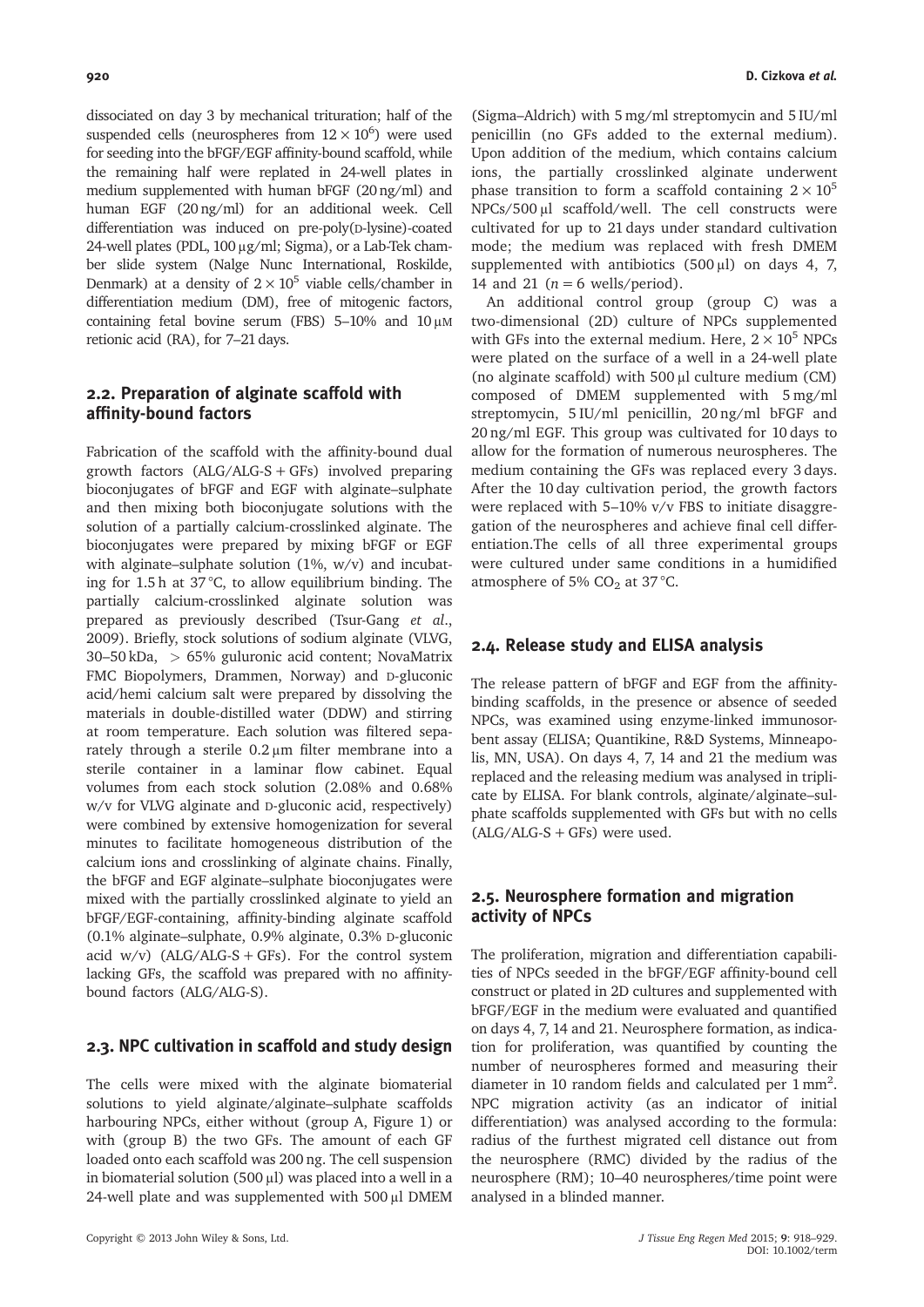dissociated on day 3 by mechanical trituration; half of the suspended cells (neurospheres from $12 \times 10^6$) were used for seeding into the bFGF/EGF affinity-bound scaffold, while the remaining half were replated in 24-well plates in medium supplemented with human bFGF (20 ng/ml) and human EGF (20 ng/ml) for an additional week. Cell differentiation was induced on pre-poly(D-lysine)-coated 24-well plates (PDL, 100 μg/ml; Sigma), or a Lab-Tek chamber slide system (Nalge Nunc International, Roskilde, Denmark) at a density of $2 \times 10^5$ viable cells/chamber in differentiation medium (DM), free of mitogenic factors, containing fetal bovine serum (FBS) 5–10% and 10 μM retionic acid (RA), for 7–21 days.

## 2.2. Preparation of alginate scaffold with affinity-bound factors

Fabrication of the scaffold with the affinity-bound dual growth factors (ALG/ALG-S + GFs) involved preparing bioconjugates of bFGF and EGF with alginate–sulphate and then mixing both bioconjugate solutions with the solution of a partially calcium-crosslinked alginate. The bioconjugates were prepared by mixing bFGF or EGF with alginate–sulphate solution (1%, w/v) and incubating for 1.5 h at 37 °C, to allow equilibrium binding. The partially calcium-crosslinked alginate solution was prepared as previously described (Tsur-Gang *et al*., 2009). Briefly, stock solutions of sodium alginate (VLVG, 30–50 kDa, > 65% guluronic acid content; NovaMatrix FMC Biopolymers, Drammen, Norway) and D-gluconic acid/hemi calcium salt were prepared by dissolving the materials in double-distilled water (DDW) and stirring at room temperature. Each solution was filtered separately through a sterile 0.2 μm filter membrane into a sterile container in a laminar flow cabinet. Equal volumes from each stock solution (2.08% and 0.68% w/v for VLVG alginate and D-gluconic acid, respectively) were combined by extensive homogenization for several minutes to facilitate homogeneous distribution of the calcium ions and crosslinking of alginate chains. Finally, the bFGF and EGF alginate–sulphate bioconjugates were mixed with the partially crosslinked alginate to yield an bFGF/EGF-containing, affinity-binding alginate scaffold (0.1% alginate–sulphate, 0.9% alginate, 0.3% D-gluconic acid w/v) (ALG/ALG-S + GFs). For the control system lacking GFs, the scaffold was prepared with no affinity-bound factors (ALG/ALG-S).

## 2.3. NPC cultivation in scaffold and study design

The cells were mixed with the alginate biomaterial solutions to yield alginate/alginate–sulphate scaffolds harbouring NPCs, either without (group A, Figure 1) or with (group B) the two GFs. The amount of each GF loaded onto each scaffold was 200 ng. The cell suspension in biomaterial solution (500 μl) was placed into a well in a 24-well plate and was supplemented with 500 μl DMEM (Sigma–Aldrich) with 5 mg/ml streptomycin and 5 IU/ml penicillin (no GFs added to the external medium). Upon addition of the medium, which contains calcium ions, the partially crosslinked alginate underwent phase transition to form a scaffold containing $2 \times 10^5$ NPCs/500 μl scaffold/well. The cell constructs were cultivated for up to 21 days under standard cultivation mode; the medium was replaced with fresh DMEM supplemented with antibiotics (500 μl) on days 4, 7, 14 and 21 ($n = 6$ wells/period).

An additional control group (group C) was a two-dimensional (2D) culture of NPCs supplemented with GFs into the external medium. Here, $2 \times 10^5$ NPCs were plated on the surface of a well in a 24-well plate (no alginate scaffold) with 500 μl culture medium (CM) composed of DMEM supplemented with 5 mg/ml streptomycin, 5 IU/ml penicillin, 20 ng/ml bFGF and 20 ng/ml EGF. This group was cultivated for 10 days to allow for the formation of numerous neurospheres. The medium containing the GFs was replaced every 3 days. After the 10 day cultivation period, the growth factors were replaced with 5–10% v/v FBS to initiate disaggregation of the neurospheres and achieve final cell differentiation.The cells of all three experimental groups were cultured under same conditions in a humidified atmosphere of 5% $CO_2$ at 37 °C.

## 2.4. Release study and ELISA analysis

The release pattern of bFGF and EGF from the affinity-binding scaffolds, in the presence or absence of seeded NPCs, was examined using enzyme-linked immunosorbent assay (ELISA; Quantikine, R&D Systems, Minneapolis, MN, USA). On days 4, 7, 14 and 21 the medium was replaced and the releasing medium was analysed in triplicate by ELISA. For blank controls, alginate/alginate–sulphate scaffolds supplemented with GFs but with no cells (ALG/ALG-S + GFs) were used.

## 2.5. Neurosphere formation and migration activity of NPCs

The proliferation, migration and differentiation capabilities of NPCs seeded in the bFGF/EGF affinity-bound cell construct or plated in 2D cultures and supplemented with bFGF/EGF in the medium were evaluated and quantified on days 4, 7, 14 and 21. Neurosphere formation, as indication for proliferation, was quantified by counting the number of neurospheres formed and measuring their diameter in 10 random fields and calculated per 1 $mm^2$. NPC migration activity (as an indicator of initial differentiation) was analysed according to the formula: radius of the furthest migrated cell distance out from the neurosphere (RMC) divided by the radius of the neurosphere (RM); 10–40 neurospheres/time point were analysed in a blinded manner.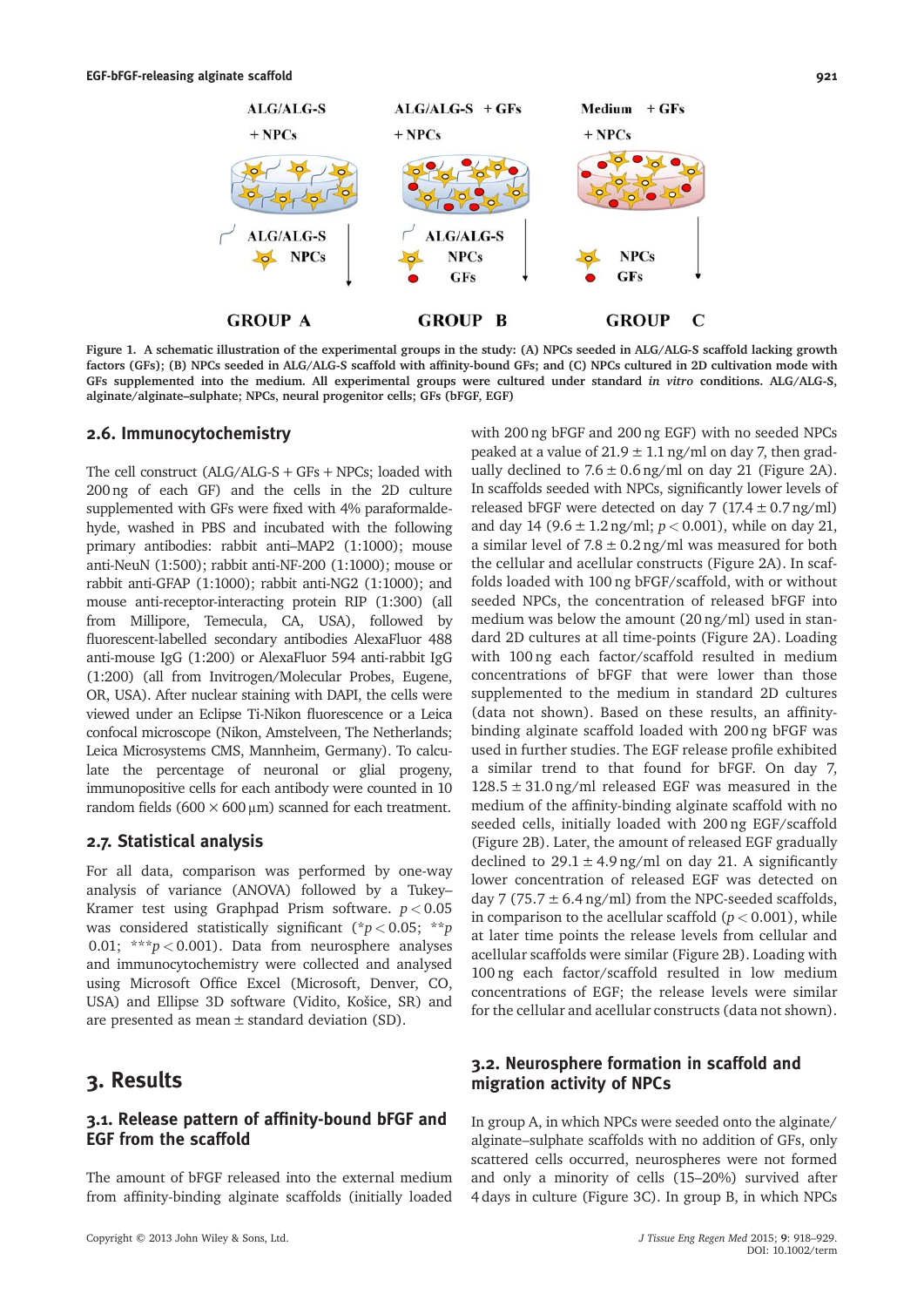**Figure 1. A schematic illustration of the experimental groups in the study: (A) NPCs seeded in ALG/ALG-S scaffold lacking growth factors (GFs); (B) NPCs seeded in ALG/ALG-S scaffold with affinity-bound GFs; and (C) NPCs cultured in 2D cultivation mode with GFs supplemented into the medium. All experimental groups were cultured under standard *in vitro* conditions. ALG/ALG-S, alginate/alginate–sulphate; NPCs, neural progenitor cells; GFs (bFGF, EGF)**

### 2.6. Immunocytochemistry

The cell construct (ALG/ALG-S + GFs + NPCs; loaded with 200 ng of each GF) and the cells in the 2D culture supplemented with GFs were fixed with 4% paraformaldehyde, washed in PBS and incubated with the following primary antibodies: rabbit anti–MAP2 (1:1000); mouse anti-NeuN (1:500); rabbit anti-NF-200 (1:1000); mouse or rabbit anti-GFAP (1:1000); rabbit anti-NG2 (1:1000); and mouse anti-receptor-interacting protein RIP (1:300) (all from Millipore, Temecula, CA, USA), followed by fluorescent-labelled secondary antibodies AlexaFluor 488 anti-mouse IgG (1:200) or AlexaFluor 594 anti-rabbit IgG (1:200) (all from Invitrogen/Molecular Probes, Eugene, OR, USA). After nuclear staining with DAPI, the cells were viewed under an Eclipse Ti-Nikon fluorescence or a Leica confocal microscope (Nikon, Amstelveen, The Netherlands; Leica Microsystems CMS, Mannheim, Germany). To calculate the percentage of neuronal or glial progeny, immunopositive cells for each antibody were counted in 10 random fields ($600 \times 600\,\mu m$) scanned for each treatment.

### 2.7. Statistical analysis

For all data, comparison was performed by one-way analysis of variance (ANOVA) followed by a Tukey–Kramer test using Graphpad Prism software. $p < 0.05$ was considered statistically significant ($^{*}p < 0.05$; $^{**}p < 0.01$; $^{***}p < 0.001$). Data from neurosphere analyses and immunocytochemistry were collected and analysed using Microsoft Office Excel (Microsoft, Denver, CO, USA) and Ellipse 3D software (Vidito, Košice, SR) and are presented as mean ± standard deviation (SD).

## 3. Results

### 3.1. Release pattern of affinity-bound bFGF and EGF from the scaffold

The amount of bFGF released into the external medium from affinity-binding alginate scaffolds (initially loaded with 200 ng bFGF and 200 ng EGF) with no seeded NPCs peaked at a value of $21.9 \pm 1.1$ ng/ml on day 7, then gradually declined to $7.6 \pm 0.6$ ng/ml on day 21 (Figure 2A). In scaffolds seeded with NPCs, significantly lower levels of released bFGF were detected on day 7 ($17.4 \pm 0.7$ ng/ml) and day 14 ($9.6 \pm 1.2$ ng/ml; $p < 0.001$), while on day 21, a similar level of $7.8 \pm 0.2$ ng/ml was measured for both the cellular and acellular constructs (Figure 2A). In scaffolds loaded with 100 ng bFGF/scaffold, with or without seeded NPCs, the concentration of released bFGF into medium was below the amount (20 ng/ml) used in standard 2D cultures at all time-points (Figure 2A). Loading with 100 ng each factor/scaffold resulted in medium concentrations of bFGF that were lower than those supplemented to the medium in standard 2D cultures (data not shown). Based on these results, an affinity-binding alginate scaffold loaded with 200 ng bFGF was used in further studies. The EGF release profile exhibited a similar trend to that found for bFGF. On day 7, $128.5 \pm 31.0$ ng/ml released EGF was measured in the medium of the affinity-binding alginate scaffold with no seeded cells, initially loaded with 200 ng EGF/scaffold (Figure 2B). Later, the amount of released EGF gradually declined to $29.1 \pm 4.9$ ng/ml on day 21. A significantly lower concentration of released EGF was detected on day 7 ($75.7 \pm 6.4$ ng/ml) from the NPC-seeded scaffolds, in comparison to the acellular scaffold ($p < 0.001$), while at later time points the release levels from cellular and acellular scaffolds were similar (Figure 2B). Loading with 100 ng each factor/scaffold resulted in low medium concentrations of EGF; the release levels were similar for the cellular and acellular constructs (data not shown).

### 3.2. Neurosphere formation in scaffold and migration activity of NPCs

In group A, in which NPCs were seeded onto the alginate/alginate–sulphate scaffolds with no addition of GFs, only scattered cells occurred, neurospheres were not formed and only a minority of cells (15–20%) survived after 4 days in culture (Figure 3C). In group B, in which NPCs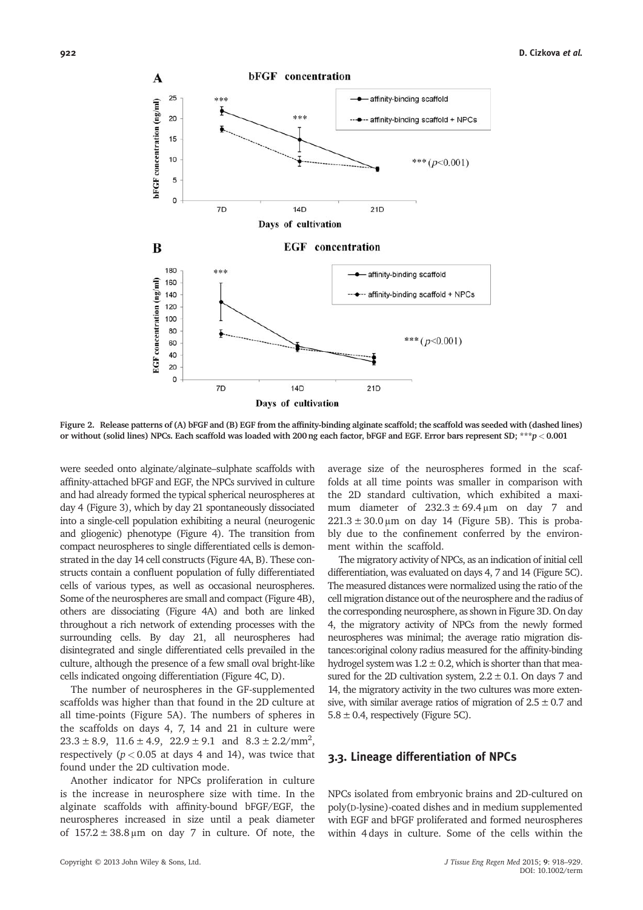Figure 2. Release patterns of (A) bFGF and (B) EGF from the affinity-binding alginate scaffold; the scaffold was seeded with (dashed lines) or without (solid lines) NPCs. Each scaffold was loaded with 200 ng each factor, bFGF and EGF. Error bars represent SD; ***$p < 0.001$

were seeded onto alginate/alginate–sulphate scaffolds with affinity-attached bFGF and EGF, the NPCs survived in culture and had already formed the typical spherical neurospheres at day 4 (Figure 3), which by day 21 spontaneously dissociated into a single-cell population exhibiting a neural (neurogenic and gliogenic) phenotype (Figure 4). The transition from compact neurospheres to single differentiated cells is demonstrated in the day 14 cell constructs (Figure 4A, B). These constructs contain a confluent population of fully differentiated cells of various types, as well as occasional neurospheres. Some of the neurospheres are small and compact (Figure 4B), others are dissociating (Figure 4A) and both are linked throughout a rich network of extending processes with the surrounding cells. By day 21, all neurospheres had disintegrated and single differentiated cells prevailed in the culture, although the presence of a few small oval bright-like cells indicated ongoing differentiation (Figure 4C, D).

The number of neurospheres in the GF-supplemented scaffolds was higher than that found in the 2D culture at all time-points (Figure 5A). The numbers of spheres in the scaffolds on days 4, 7, 14 and 21 in culture were $23.3 \pm 8.9$, $11.6 \pm 4.9$, $22.9 \pm 9.1$ and $8.3 \pm 2.2/\text{mm}^2$, respectively ($p < 0.05$ at days 4 and 14), was twice that found under the 2D cultivation mode.

Another indicator for NPCs proliferation in culture is the increase in neurosphere size with time. In the alginate scaffolds with affinity-bound bFGF/EGF, the neurospheres increased in size until a peak diameter of $157.2 \pm 38.8\,\mu\text{m}$ on day 7 in culture. Of note, the average size of the neurospheres formed in the scaffolds at all time points was smaller in comparison with the 2D standard cultivation, which exhibited a maximum diameter of $232.3 \pm 69.4\,\mu\text{m}$ on day 7 and $221.3 \pm 30.0\,\mu\text{m}$ on day 14 (Figure 5B). This is probably due to the confinement conferred by the environment within the scaffold.

The migratory activity of NPCs, as an indication of initial cell differentiation, was evaluated on days 4, 7 and 14 (Figure 5C). The measured distances were normalized using the ratio of the cell migration distance out of the neurosphere and the radius of the corresponding neurosphere, as shown in Figure 3D. On day 4, the migratory activity of NPCs from the newly formed neurospheres was minimal; the average ratio migration distances:original colony radius measured for the affinity-binding hydrogel system was $1.2 \pm 0.2$, which is shorter than that measured for the 2D cultivation system, $2.2 \pm 0.1$. On days 7 and 14, the migratory activity in the two cultures was more extensive, with similar average ratios of migration of $2.5 \pm 0.7$ and $5.8 \pm 0.4$, respectively (Figure 5C).

### 3.3. Lineage differentiation of NPCs

NPCs isolated from embryonic brains and 2D-cultured on poly(D-lysine)-coated dishes and in medium supplemented with EGF and bFGF proliferated and formed neurospheres within 4 days in culture. Some of the cells within the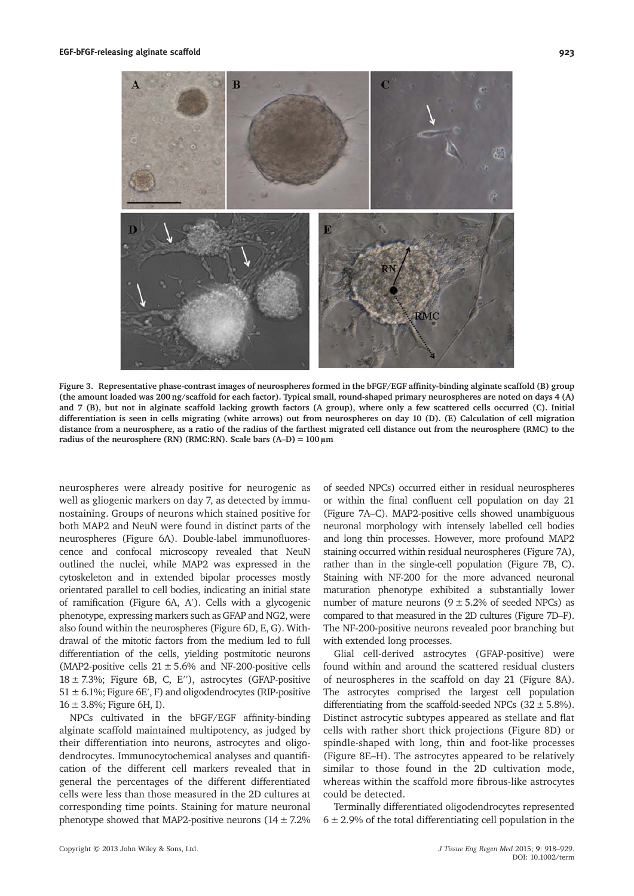Figure 3. Representative phase-contrast images of neurospheres formed in the bFGF/EGF affinity-binding alginate scaffold (B) group (the amount loaded was 200 ng/scaffold for each factor). Typical small, round-shaped primary neurospheres are noted on days 4 (A) and 7 (B), but not in alginate scaffold lacking growth factors (A group), where only a few scattered cells occurred (C). Initial differentiation is seen in cells migrating (white arrows) out from neurospheres on day 10 (D). (E) Calculation of cell migration distance from a neurosphere, as a ratio of the radius of the farthest migrated cell distance out from the neurosphere (RMC) to the radius of the neurosphere (RN) (RMC:RN). Scale bars (A–D) = 100 μm

neurospheres were already positive for neurogenic as well as gliogenic markers on day 7, as detected by immunostaining. Groups of neurons which stained positive for both MAP2 and NeuN were found in distinct parts of the neurospheres (Figure 6A). Double-label immunofluorescence and confocal microscopy revealed that NeuN outlined the nuclei, while MAP2 was expressed in the cytoskeleton and in extended bipolar processes mostly orientated parallel to cell bodies, indicating an initial state of ramification (Figure 6A, A′). Cells with a glycogenic phenotype, expressing markers such as GFAP and NG2, were also found within the neurospheres (Figure 6D, E, G). Withdrawal of the mitotic factors from the medium led to full differentiation of the cells, yielding postmitotic neurons (MAP2-positive cells 21 ± 5.6% and NF-200-positive cells 18 ± 7.3%; Figure 6B, C, E″), astrocytes (GFAP-positive 51 ± 6.1%; Figure 6E′, F) and oligodendrocytes (RIP-positive 16 ± 3.8%; Figure 6H, I).

NPCs cultivated in the bFGF/EGF affinity-binding alginate scaffold maintained multipotency, as judged by their differentiation into neurons, astrocytes and oligodendrocytes. Immunocytochemical analyses and quantification of the different cell markers revealed that in general the percentages of the different differentiated cells were less than those measured in the 2D cultures at corresponding time points. Staining for mature neuronal phenotype showed that MAP2-positive neurons (14 ± 7.2% of seeded NPCs) occurred either in residual neurospheres or within the final confluent cell population on day 21 (Figure 7A–C). MAP2-positive cells showed unambiguous neuronal morphology with intensely labelled cell bodies and long thin processes. However, more profound MAP2 staining occurred within residual neurospheres (Figure 7A), rather than in the single-cell population (Figure 7B, C). Staining with NF-200 for the more advanced neuronal maturation phenotype exhibited a substantially lower number of mature neurons (9 ± 5.2% of seeded NPCs) as compared to that measured in the 2D cultures (Figure 7D–F). The NF-200-positive neurons revealed poor branching but with extended long processes.

Glial cell-derived astrocytes (GFAP-positive) were found within and around the scattered residual clusters of neurospheres in the scaffold on day 21 (Figure 8A). The astrocytes comprised the largest cell population differentiating from the scaffold-seeded NPCs (32 ± 5.8%). Distinct astrocytic subtypes appeared as stellate and flat cells with rather short thick projections (Figure 8D) or spindle-shaped with long, thin and foot-like processes (Figure 8E–H). The astrocytes appeared to be relatively similar to those found in the 2D cultivation mode, whereas within the scaffold more fibrous-like astrocytes could be detected.

Terminally differentiated oligodendrocytes represented 6 ± 2.9% of the total differentiating cell population in the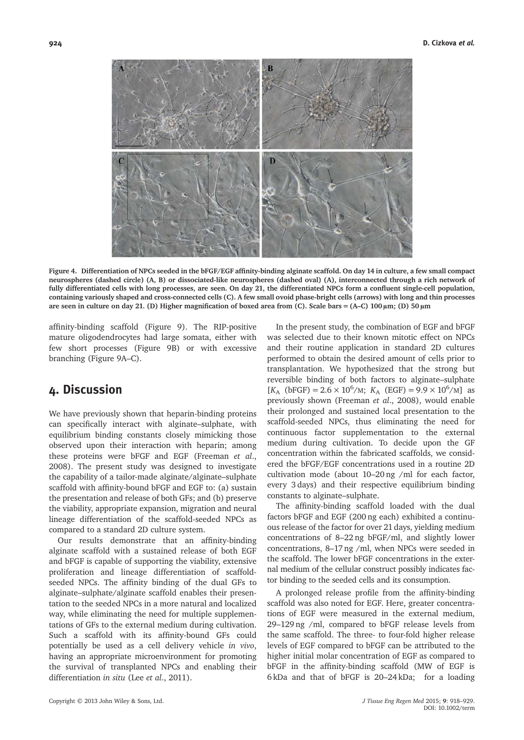**Figure 4. Differentiation of NPCs seeded in the bFGF/EGF affinity-binding alginate scaffold. On day 14 in culture, a few small compact neurospheres (dashed circle) (A, B) or dissociated-like neurospheres (dashed oval) (A), interconnected through a rich network of fully differentiated cells with long processes, are seen. On day 21, the differentiated NPCs form a confluent single-cell population, containing variously shaped and cross-connected cells (C). A few small ovoid phase-bright cells (arrows) with long and thin processes are seen in culture on day 21. (D) Higher magnification of boxed area from (C). Scale bars = (A–C) 100 µm; (D) 50 µm**

affinity-binding scaffold (Figure 9). The RIP-positive mature oligodendrocytes had large somata, either with few short processes (Figure 9B) or with excessive branching (Figure 9A–C).

## 4. Discussion

We have previously shown that heparin-binding proteins can specifically interact with alginate–sulphate, with equilibrium binding constants closely mimicking those observed upon their interaction with heparin; among these proteins were bFGF and EGF (Freeman *et al*., 2008). The present study was designed to investigate the capability of a tailor-made alginate/alginate–sulphate scaffold with affinity-bound bFGF and EGF to: (a) sustain the presentation and release of both GFs; and (b) preserve the viability, appropriate expansion, migration and neural lineage differentiation of the scaffold-seeded NPCs as compared to a standard 2D culture system.

Our results demonstrate that an affinity-binding alginate scaffold with a sustained release of both EGF and bFGF is capable of supporting the viability, extensive proliferation and lineage differentiation of scaffold-seeded NPCs. The affinity binding of the dual GFs to alginate–sulphate/alginate scaffold enables their presentation to the seeded NPCs in a more natural and localized way, while eliminating the need for multiple supplementations of GFs to the external medium during cultivation. Such a scaffold with its affinity-bound GFs could potentially be used as a cell delivery vehicle *in vivo*, having an appropriate microenvironment for promoting the survival of transplanted NPCs and enabling their differentiation *in situ* (Lee *et al*., 2011).

In the present study, the combination of EGF and bFGF was selected due to their known mitotic effect on NPCs and their routine application in standard 2D cultures performed to obtain the desired amount of cells prior to transplantation. We hypothesized that the strong but reversible binding of both factors to alginate–sulphate [$K_A$ (bFGF) = $2.6 \times 10^6$/M; $K_A$ (EGF) = $9.9 \times 10^6$/M] as previously shown (Freeman *et al*., 2008), would enable their prolonged and sustained local presentation to the scaffold-seeded NPCs, thus eliminating the need for continuous factor supplementation to the external medium during cultivation. To decide upon the GF concentration within the fabricated scaffolds, we considered the bFGF/EGF concentrations used in a routine 2D cultivation mode (about 10–20 ng /ml for each factor, every 3 days) and their respective equilibrium binding constants to alginate–sulphate.

The affinity-binding scaffold loaded with the dual factors bFGF and EGF (200 ng each) exhibited a continuous release of the factor for over 21 days, yielding medium concentrations of 8–22 ng bFGF/ml, and slightly lower concentrations, 8–17 ng /ml, when NPCs were seeded in the scaffold. The lower bFGF concentrations in the external medium of the cellular construct possibly indicates factor binding to the seeded cells and its consumption.

A prolonged release profile from the affinity-binding scaffold was also noted for EGF. Here, greater concentrations of EGF were measured in the external medium, 29–129 ng /ml, compared to bFGF release levels from the same scaffold. The three- to four-fold higher release levels of EGF compared to bFGF can be attributed to the higher initial molar concentration of EGF as compared to bFGF in the affinity-binding scaffold (MW of EGF is 6 kDa and that of bFGF is 20–24 kDa; for a loading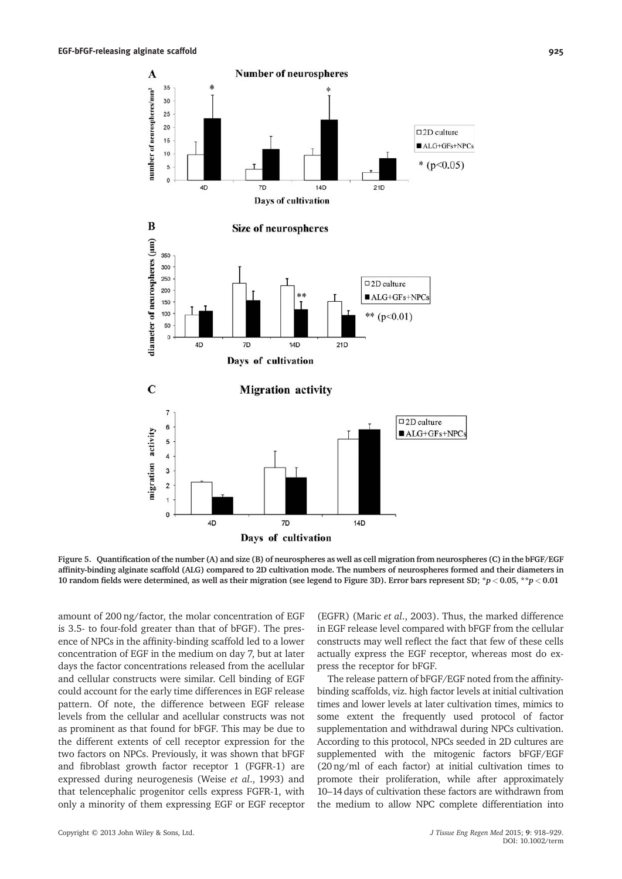**Figure 5. Quantification of the number (A) and size (B) of neurospheres as well as cell migration from neurospheres (C) in the bFGF/EGF affinity-binding alginate scaffold (ALG) compared to 2D cultivation mode. The numbers of neurospheres formed and their diameters in 10 random fields were determined, as well as their migration (see legend to Figure 3D). Error bars represent SD; $^*p < 0.05$, $^{**}p < 0.01$**

amount of 200 ng/factor, the molar concentration of EGF is 3.5- to four-fold greater than that of bFGF). The presence of NPCs in the affinity-binding scaffold led to a lower concentration of EGF in the medium on day 7, but at later days the factor concentrations released from the acellular and cellular constructs were similar. Cell binding of EGF could account for the early time differences in EGF release pattern. Of note, the difference between EGF release levels from the cellular and acellular constructs was not as prominent as that found for bFGF. This may be due to the different extents of cell receptor expression for the two factors on NPCs. Previously, it was shown that bFGF and fibroblast growth factor receptor 1 (FGFR-1) are expressed during neurogenesis (Weise *et al.*, 1993) and that telencephalic progenitor cells express FGFR-1, with only a minority of them expressing EGF or EGF receptor (EGFR) (Maric *et al.*, 2003). Thus, the marked difference in EGF release level compared with bFGF from the cellular constructs may well reflect the fact that few of these cells actually express the EGF receptor, whereas most do express the receptor for bFGF.

The release pattern of bFGF/EGF noted from the affinity-binding scaffolds, viz. high factor levels at initial cultivation times and lower levels at later cultivation times, mimics to some extent the frequently used protocol of factor supplementation and withdrawal during NPCs cultivation. According to this protocol, NPCs seeded in 2D cultures are supplemented with the mitogenic factors bFGF/EGF (20 ng/ml of each factor) at initial cultivation times to promote their proliferation, while after approximately 10–14 days of cultivation these factors are withdrawn from the medium to allow NPC complete differentiation into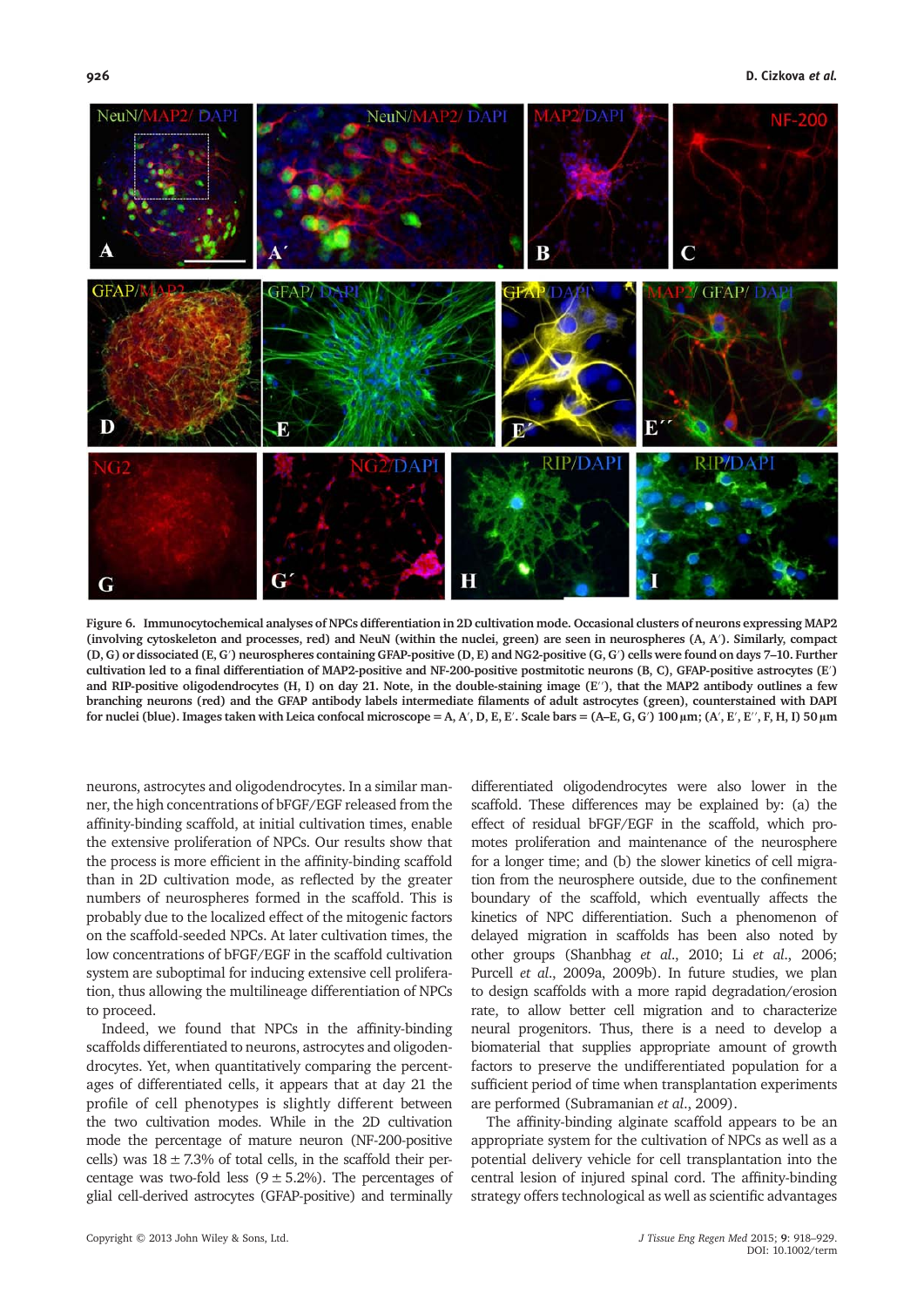Figure 6. Immunocytochemical analyses of NPCs differentiation in 2D cultivation mode. Occasional clusters of neurons expressing MAP2 (involving cytoskeleton and processes, red) and NeuN (within the nuclei, green) are seen in neurospheres (A, A′). Similarly, compact (D, G) or dissociated (E, G′) neurospheres containing GFAP-positive (D, E) and NG2-positive (G, G′) cells were found on days 7–10. Further cultivation led to a final differentiation of MAP2-positive and NF-200-positive postmitotic neurons (B, C), GFAP-positive astrocytes (E′) and RIP-positive oligodendrocytes (H, I) on day 21. Note, in the double-staining image (E′′), that the MAP2 antibody outlines a few branching neurons (red) and the GFAP antibody labels intermediate filaments of adult astrocytes (green), counterstained with DAPI for nuclei (blue). Images taken with Leica confocal microscope = A, A′, D, E, E′. Scale bars = (A–E, G, G′) 100 μm; (A′, E′, E′′, F, H, I) 50 μm

neurons, astrocytes and oligodendrocytes. In a similar manner, the high concentrations of bFGF/EGF released from the affinity-binding scaffold, at initial cultivation times, enable the extensive proliferation of NPCs. Our results show that the process is more efficient in the affinity-binding scaffold than in 2D cultivation mode, as reflected by the greater numbers of neurospheres formed in the scaffold. This is probably due to the localized effect of the mitogenic factors on the scaffold-seeded NPCs. At later cultivation times, the low concentrations of bFGF/EGF in the scaffold cultivation system are suboptimal for inducing extensive cell proliferation, thus allowing the multilineage differentiation of NPCs to proceed.

Indeed, we found that NPCs in the affinity-binding scaffolds differentiated to neurons, astrocytes and oligodendrocytes. Yet, when quantitatively comparing the percentages of differentiated cells, it appears that at day 21 the profile of cell phenotypes is slightly different between the two cultivation modes. While in the 2D cultivation mode the percentage of mature neuron (NF-200-positive cells) was 18 ± 7.3% of total cells, in the scaffold their percentage was two-fold less (9 ± 5.2%). The percentages of glial cell-derived astrocytes (GFAP-positive) and terminally differentiated oligodendrocytes were also lower in the scaffold. These differences may be explained by: (a) the effect of residual bFGF/EGF in the scaffold, which promotes proliferation and maintenance of the neurosphere for a longer time; and (b) the slower kinetics of cell migration from the neurosphere outside, due to the confinement boundary of the scaffold, which eventually affects the kinetics of NPC differentiation. Such a phenomenon of delayed migration in scaffolds has been also noted by other groups (Shanbhag *et al.*, 2010; Li *et al.*, 2006; Purcell *et al.*, 2009a, 2009b). In future studies, we plan to design scaffolds with a more rapid degradation/erosion rate, to allow better cell migration and to characterize neural progenitors. Thus, there is a need to develop a biomaterial that supplies appropriate amount of growth factors to preserve the undifferentiated population for a sufficient period of time when transplantation experiments are performed (Subramanian *et al.*, 2009).

The affinity-binding alginate scaffold appears to be an appropriate system for the cultivation of NPCs as well as a potential delivery vehicle for cell transplantation into the central lesion of injured spinal cord. The affinity-binding strategy offers technological as well as scientific advantages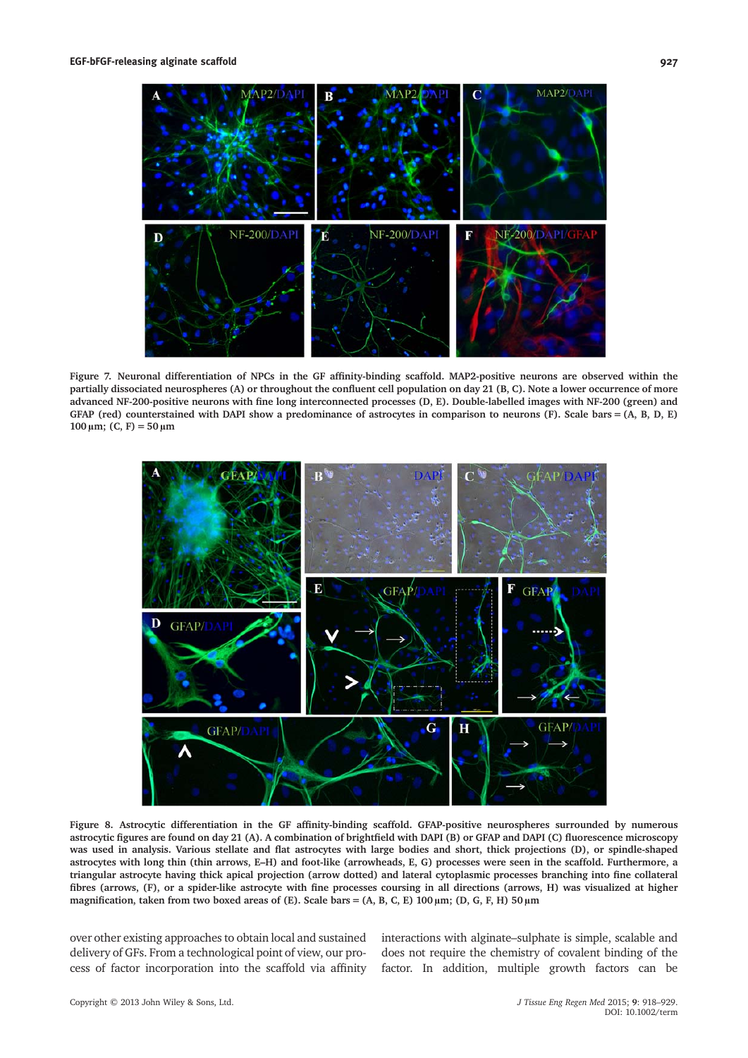**Figure 7. Neuronal differentiation of NPCs in the GF affinity-binding scaffold. MAP2-positive neurons are observed within the partially dissociated neurospheres (A) or throughout the confluent cell population on day 21 (B, C). Note a lower occurrence of more advanced NF-200-positive neurons with fine long interconnected processes (D, E). Double-labelled images with NF-200 (green) and GFAP (red) counterstained with DAPI show a predominance of astrocytes in comparison to neurons (F). Scale bars = (A, B, D, E) 100 μm; (C, F) = 50 μm**

**Figure 8. Astrocytic differentiation in the GF affinity-binding scaffold. GFAP-positive neurospheres surrounded by numerous astrocytic figures are found on day 21 (A). A combination of brightfield with DAPI (B) or GFAP and DAPI (C) fluorescence microscopy was used in analysis. Various stellate and flat astrocytes with large bodies and short, thick projections (D), or spindle-shaped astrocytes with long thin (thin arrows, E–H) and foot-like (arrowheads, E, G) processes were seen in the scaffold. Furthermore, a triangular astrocyte having thick apical projection (arrow dotted) and lateral cytoplasmic processes branching into fine collateral fibres (arrows, (F), or a spider-like astrocyte with fine processes coursing in all directions (arrows, H) was visualized at higher magnification, taken from two boxed areas of (E). Scale bars = (A, B, C, E) 100 μm; (D, G, F, H) 50 μm**

over other existing approaches to obtain local and sustained delivery of GFs. From a technological point of view, our process of factor incorporation into the scaffold via affinity interactions with alginate–sulphate is simple, scalable and does not require the chemistry of covalent binding of the factor. In addition, multiple growth factors can be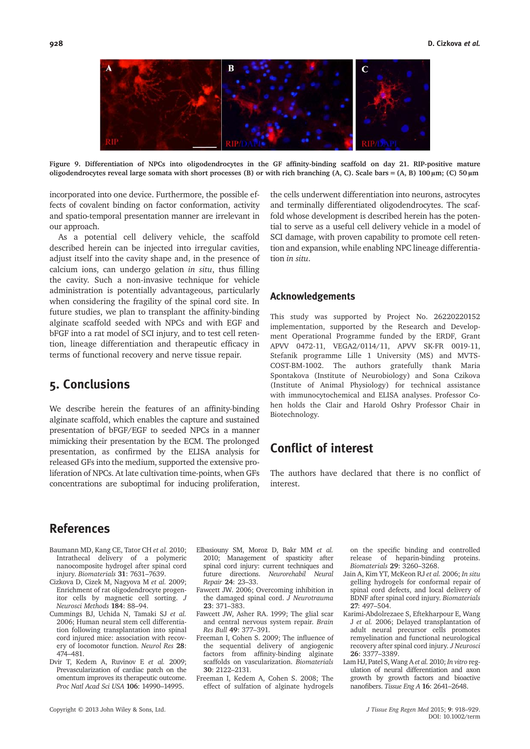Figure 9. Differentiation of NPCs into oligodendrocytes in the GF affinity-binding scaffold on day 21. RIP-positive mature oligodendrocytes reveal large somata with short processes (B) or with rich branching (A, C). Scale bars = (A, B) 100 μm; (C) 50 μm

incorporated into one device. Furthermore, the possible effects of covalent binding on factor conformation, activity and spatio-temporal presentation manner are irrelevant in our approach.

As a potential cell delivery vehicle, the scaffold described herein can be injected into irregular cavities, adjust itself into the cavity shape and, in the presence of calcium ions, can undergo gelation *in situ*, thus filling the cavity. Such a non-invasive technique for vehicle administration is potentially advantageous, particularly when considering the fragility of the spinal cord site. In future studies, we plan to transplant the affinity-binding alginate scaffold seeded with NPCs and with EGF and bFGF into a rat model of SCI injury, and to test cell retention, lineage differentiation and therapeutic efficacy in terms of functional recovery and nerve tissue repair.

## 5. Conclusions

We describe herein the features of an affinity-binding alginate scaffold, which enables the capture and sustained presentation of bFGF/EGF to seeded NPCs in a manner mimicking their presentation by the ECM. The prolonged presentation, as confirmed by the ELISA analysis for released GFs into the medium, supported the extensive proliferation of NPCs. At late cultivation time-points, when GFs concentrations are suboptimal for inducing proliferation, the cells underwent differentiation into neurons, astrocytes and terminally differentiated oligodendrocytes. The scaffold whose development is described herein has the potential to serve as a useful cell delivery vehicle in a model of SCI damage, with proven capability to promote cell retention and expansion, while enabling NPC lineage differentiation *in situ*.

## Acknowledgements

This study was supported by Project No. 26220220152 implementation, supported by the Research and Development Operational Programme funded by the ERDF, Grant APVV 0472-11, VEGA2/0114/11, APVV SK-FR 0019-11, Stefanik programme Lille 1 University (MS) and MVTS-COST-BM-1002. The authors gratefully thank Maria Spontakova (Institute of Neurobiology) and Sona Czikova (Institute of Animal Physiology) for technical assistance with immunocytochemical and ELISA analyses. Professor Cohen holds the Clair and Harold Oshry Professor Chair in Biotechnology.

## Conflict of interest

The authors have declared that there is no conflict of interest.

## References

Baumann MD, Kang CE, Tator CH *et al.* 2010; Intrathecal delivery of a polymeric nanocomposite hydrogel after spinal cord injury. *Biomaterials* **31**: 7631–7639.

Cizkova D, Cizek M, Nagyova M *et al.* 2009; Enrichment of rat oligodendrocyte progenitor cells by magnetic cell sorting. *J Neurosci Methods* **184**: 88–94.

Cummings BJ, Uchida N, Tamaki SJ *et al.* 2006; Human neural stem cell differentiation following transplantation into spinal cord injured mice: association with recovery of locomotor function. *Neurol Res* **28**: 474–481.

Dvir T, Kedem A, Ruvinov E *et al.* 2009; Prevascularization of cardiac patch on the omentum improves its therapeutic outcome. *Proc Natl Acad Sci USA* **106**: 14990–14995.

Elbasiouny SM, Moroz D, Bakr MM *et al.* 2010; Management of spasticity after spinal cord injury: current techniques and future directions. *Neurorehabil Neural Repair* **24**: 23–33.

Fawcett JW. 2006; Overcoming inhibition in the damaged spinal cord. *J Neurotrauma* **23**: 371–383.

Fawcett JW, Asher RA. 1999; The glial scar and central nervous system repair. *Brain Res Bull* **49**: 377–391.

Freeman I, Cohen S. 2009; The influence of the sequential delivery of angiogenic factors from affinity-binding alginate scaffolds on vascularization. *Biomaterials* **30**: 2122–2131.

Freeman I, Kedem A, Cohen S. 2008; The effect of sulfation of alginate hydrogels on the specific binding and controlled release of heparin-binding proteins. *Biomaterials* **29**: 3260–3268.

Jain A, Kim YT, McKeon RJ *et al.* 2006; *In situ* gelling hydrogels for conformal repair of spinal cord defects, and local delivery of BDNF after spinal cord injury. *Biomaterials* **27**: 497–504.

Karimi-Abdolrezaee S, Eftekharpour E, Wang J *et al.* 2006; Delayed transplantation of adult neural precursor cells promotes remyelination and functional neurological recovery after spinal cord injury. *J Neurosci* **26**: 3377–3389.

Lam HJ, Patel S, Wang A *et al.* 2010; *In vitro* regulation of neural differentiation and axon growth by growth factors and bioactive nanofibers. *Tissue Eng A* **16**: 2641–2648.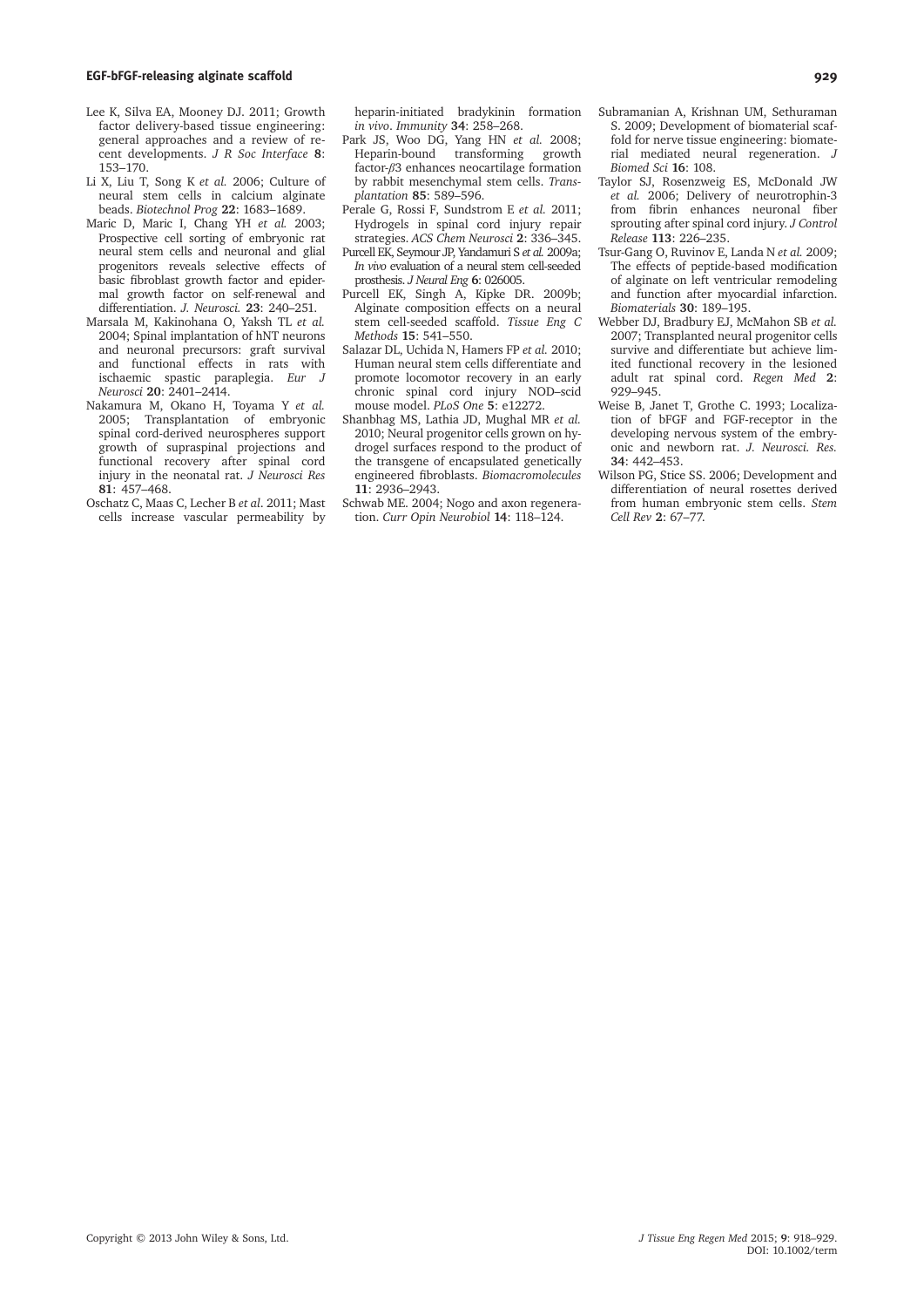Lee K, Silva EA, Mooney DJ. 2011; Growth factor delivery-based tissue engineering: general approaches and a review of recent developments. *J R Soc Interface* **8**: 153–170.

Li X, Liu T, Song K *et al.* 2006; Culture of neural stem cells in calcium alginate beads. *Biotechnol Prog* **22**: 1683–1689.

Maric D, Maric I, Chang YH *et al.* 2003; Prospective cell sorting of embryonic rat neural stem cells and neuronal and glial progenitors reveals selective effects of basic fibroblast growth factor and epidermal growth factor on self-renewal and differentiation. *J. Neurosci.* **23**: 240–251.

Marsala M, Kakinohana O, Yaksh TL *et al.* 2004; Spinal implantation of hNT neurons and neuronal precursors: graft survival and functional effects in rats with ischaemic spastic paraplegia. *Eur J Neurosci* **20**: 2401–2414.

Nakamura M, Okano H, Toyama Y *et al.* 2005; Transplantation of embryonic spinal cord-derived neurospheres support growth of supraspinal projections and functional recovery after spinal cord injury in the neonatal rat. *J Neurosci Res* **81**: 457–468.

Oschatz C, Maas C, Lecher B *et al.* 2011; Mast cells increase vascular permeability by heparin-initiated bradykinin formation *in vivo*. *Immunity* **34**: 258–268.

Park JS, Woo DG, Yang HN *et al.* 2008; Heparin-bound transforming growth factor-$\beta$3 enhances neocartilage formation by rabbit mesenchymal stem cells. *Transplantation* **85**: 589–596.

Perale G, Rossi F, Sundstrom E *et al.* 2011; Hydrogels in spinal cord injury repair strategies. *ACS Chem Neurosci* **2**: 336–345.

Purcell EK, Seymour JP, Yandamuri S *et al.* 2009a; *In vivo* evaluation of a neural stem cell-seeded prosthesis. *J Neural Eng* **6**: 026005.

Purcell EK, Singh A, Kipke DR. 2009b; Alginate composition effects on a neural stem cell-seeded scaffold. *Tissue Eng C Methods* **15**: 541–550.

Salazar DL, Uchida N, Hamers FP *et al.* 2010; Human neural stem cells differentiate and promote locomotor recovery in an early chronic spinal cord injury NOD–scid mouse model. *PLoS One* **5**: e12272.

Shanbhag MS, Lathia JD, Mughal MR *et al.* 2010; Neural progenitor cells grown on hydrogel surfaces respond to the product of the transgene of encapsulated genetically engineered fibroblasts. *Biomacromolecules* **11**: 2936–2943.

Schwab ME. 2004; Nogo and axon regeneration. *Curr Opin Neurobiol* **14**: 118–124.

Subramanian A, Krishnan UM, Sethuraman S. 2009; Development of biomaterial scaffold for nerve tissue engineering: biomaterial mediated neural regeneration. *J Biomed Sci* **16**: 108.

Taylor SJ, Rosenzweig ES, McDonald JW *et al.* 2006; Delivery of neurotrophin-3 from fibrin enhances neuronal fiber sprouting after spinal cord injury. *J Control Release* **113**: 226–235.

Tsur-Gang O, Ruvinov E, Landa N *et al.* 2009; The effects of peptide-based modification of alginate on left ventricular remodeling and function after myocardial infarction. *Biomaterials* **30**: 189–195.

Webber DJ, Bradbury EJ, McMahon SB *et al.* 2007; Transplanted neural progenitor cells survive and differentiate but achieve limited functional recovery in the lesioned adult rat spinal cord. *Regen Med* **2**: 929–945.

Weise B, Janet T, Grothe C. 1993; Localization of bFGF and FGF-receptor in the developing nervous system of the embryonic and newborn rat. *J. Neurosci. Res.* **34**: 442–453.

Wilson PG, Stice SS. 2006; Development and differentiation of neural rosettes derived from human embryonic stem cells. *Stem Cell Rev* **2**: 67–77.

Copyright © 2013 John Wiley & Sons, Ltd.

DOI: 10.1002/term